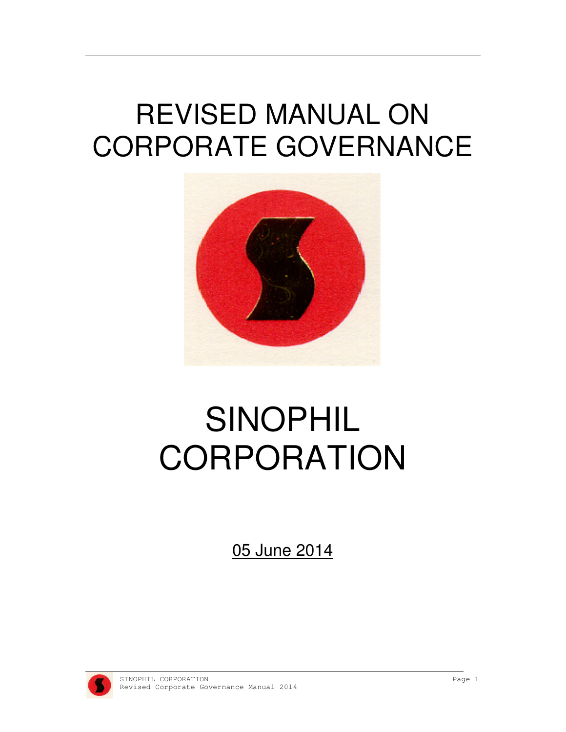# REVISED MANUAL ON CORPORATE GOVERNANCE

# SINOPHIL CORPORATION

05 June 2014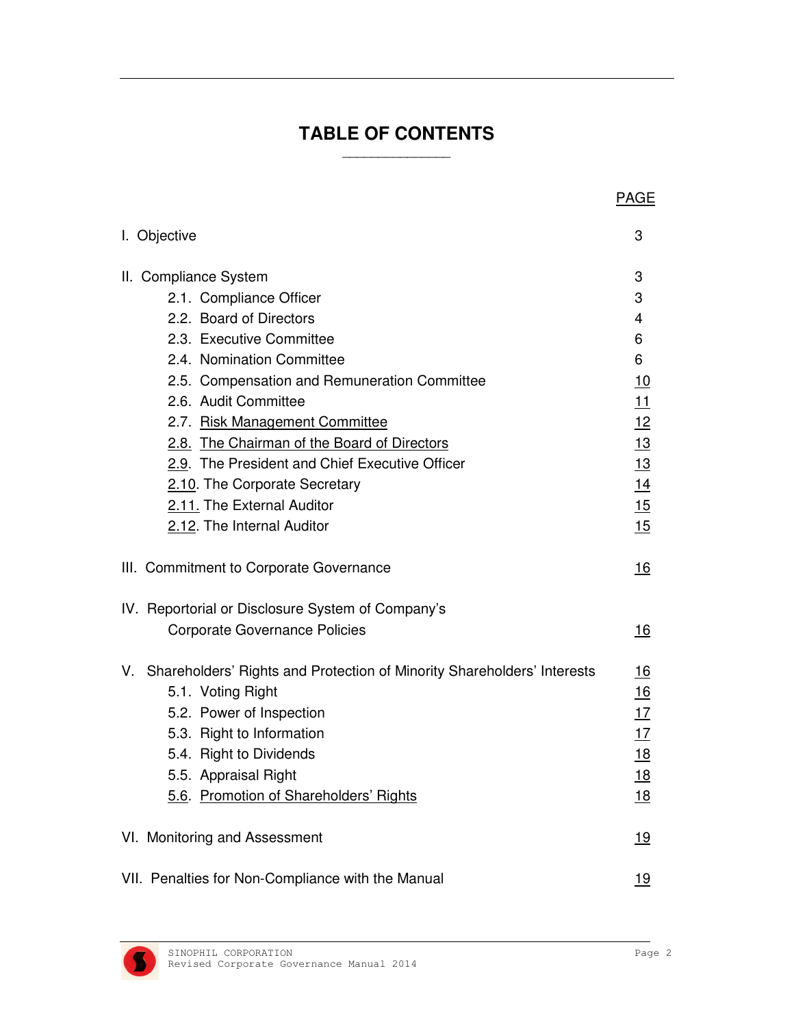# TABLE OF CONTENTS

| | PAGE |
|---|---|
| I. Objective | 3 |
| II. Compliance System | 3 |
| 2.1. Compliance Officer | 3 |
| 2.2. Board of Directors | 4 |
| 2.3. Executive Committee | 6 |
| 2.4. Nomination Committee | 6 |
| 2.5. Compensation and Remuneration Committee | 10 |
| 2.6. Audit Committee | 11 |
| 2.7. Risk Management Committee | 12 |
| 2.8. The Chairman of the Board of Directors | 13 |
| 2.9. The President and Chief Executive Officer | 13 |
| 2.10. The Corporate Secretary | 14 |
| 2.11. The External Auditor | 15 |
| 2.12. The Internal Auditor | 15 |
| III. Commitment to Corporate Governance | 16 |
| IV. Reportorial or Disclosure System of Company's Corporate Governance Policies | 16 |
| V. Shareholders' Rights and Protection of Minority Shareholders' Interests | 16 |
| 5.1. Voting Right | 16 |
| 5.2. Power of Inspection | 17 |
| 5.3. Right to Information | 17 |
| 5.4. Right to Dividends | 18 |
| 5.5. Appraisal Right | 18 |
| 5.6. Promotion of Shareholders' Rights | 18 |
| VI. Monitoring and Assessment | 19 |
| VII. Penalties for Non-Compliance with the Manual | 19 |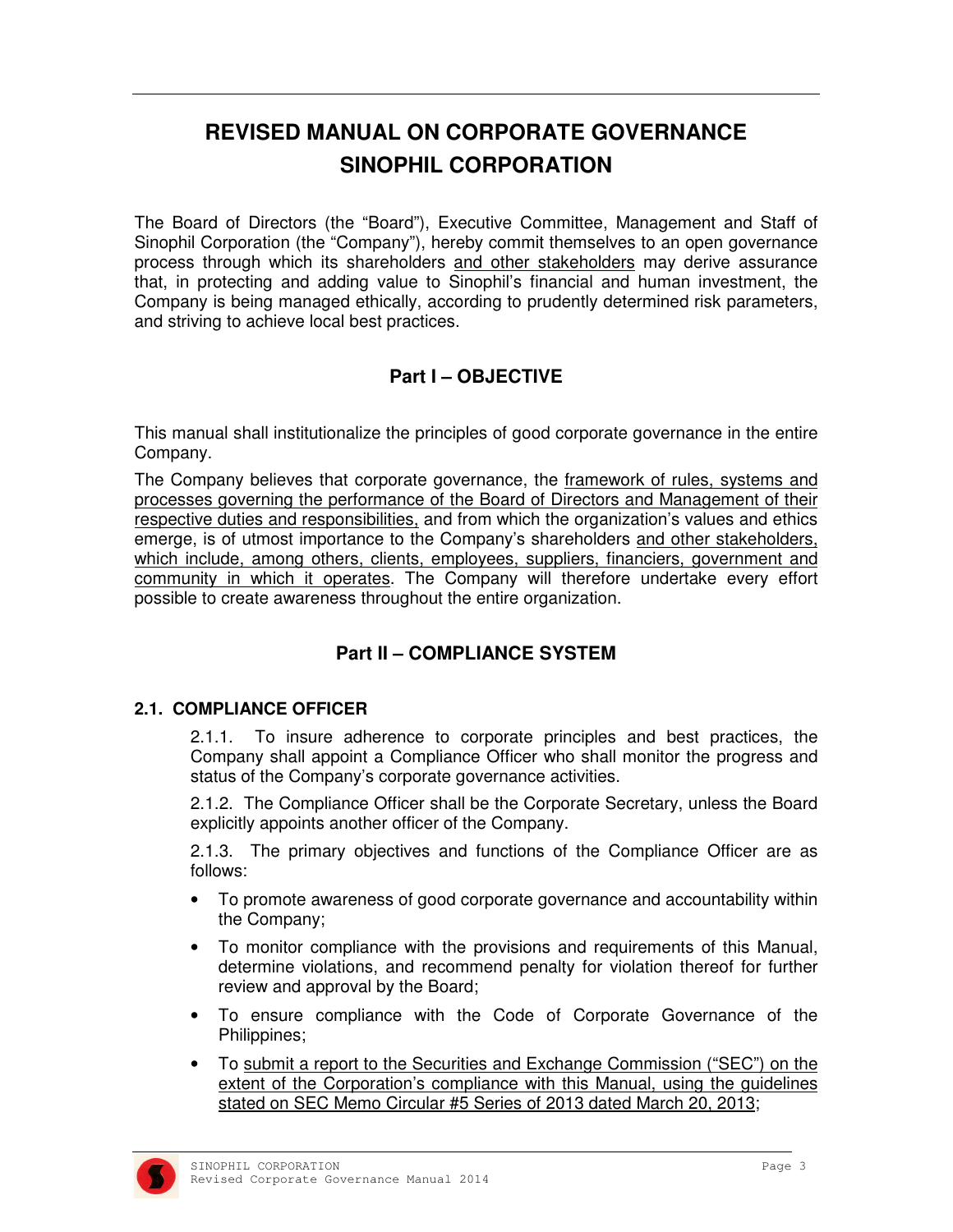# REVISED MANUAL ON CORPORATE GOVERNANCE
# SINOPHIL CORPORATION

The Board of Directors (the "Board"), Executive Committee, Management and Staff of Sinophil Corporation (the "Company"), hereby commit themselves to an open governance process through which its shareholders <u>and other stakeholders</u> may derive assurance that, in protecting and adding value to Sinophil's financial and human investment, the Company is being managed ethically, according to prudently determined risk parameters, and striving to achieve local best practices.

## Part I – OBJECTIVE

This manual shall institutionalize the principles of good corporate governance in the entire Company.

The Company believes that corporate governance, the <u>framework of rules, systems and processes governing the performance of the Board of Directors and Management of their respective duties and responsibilities,</u> and from which the organization's values and ethics emerge, is of utmost importance to the Company's shareholders <u>and other stakeholders, which include, among others, clients, employees, suppliers, financiers, government and community in which it operates</u>. The Company will therefore undertake every effort possible to create awareness throughout the entire organization.

## Part II – COMPLIANCE SYSTEM

### 2.1. COMPLIANCE OFFICER

2.1.1. To insure adherence to corporate principles and best practices, the Company shall appoint a Compliance Officer who shall monitor the progress and status of the Company's corporate governance activities.

2.1.2. The Compliance Officer shall be the Corporate Secretary, unless the Board explicitly appoints another officer of the Company.

2.1.3. The primary objectives and functions of the Compliance Officer are as follows:

- To promote awareness of good corporate governance and accountability within the Company;
- To monitor compliance with the provisions and requirements of this Manual, determine violations, and recommend penalty for violation thereof for further review and approval by the Board;
- To ensure compliance with the Code of Corporate Governance of the Philippines;
- To <u>submit a report to the Securities and Exchange Commission ("SEC") on the extent of the Corporation's compliance with this Manual, using the guidelines stated on SEC Memo Circular #5 Series of 2013 dated March 20, 2013</u>;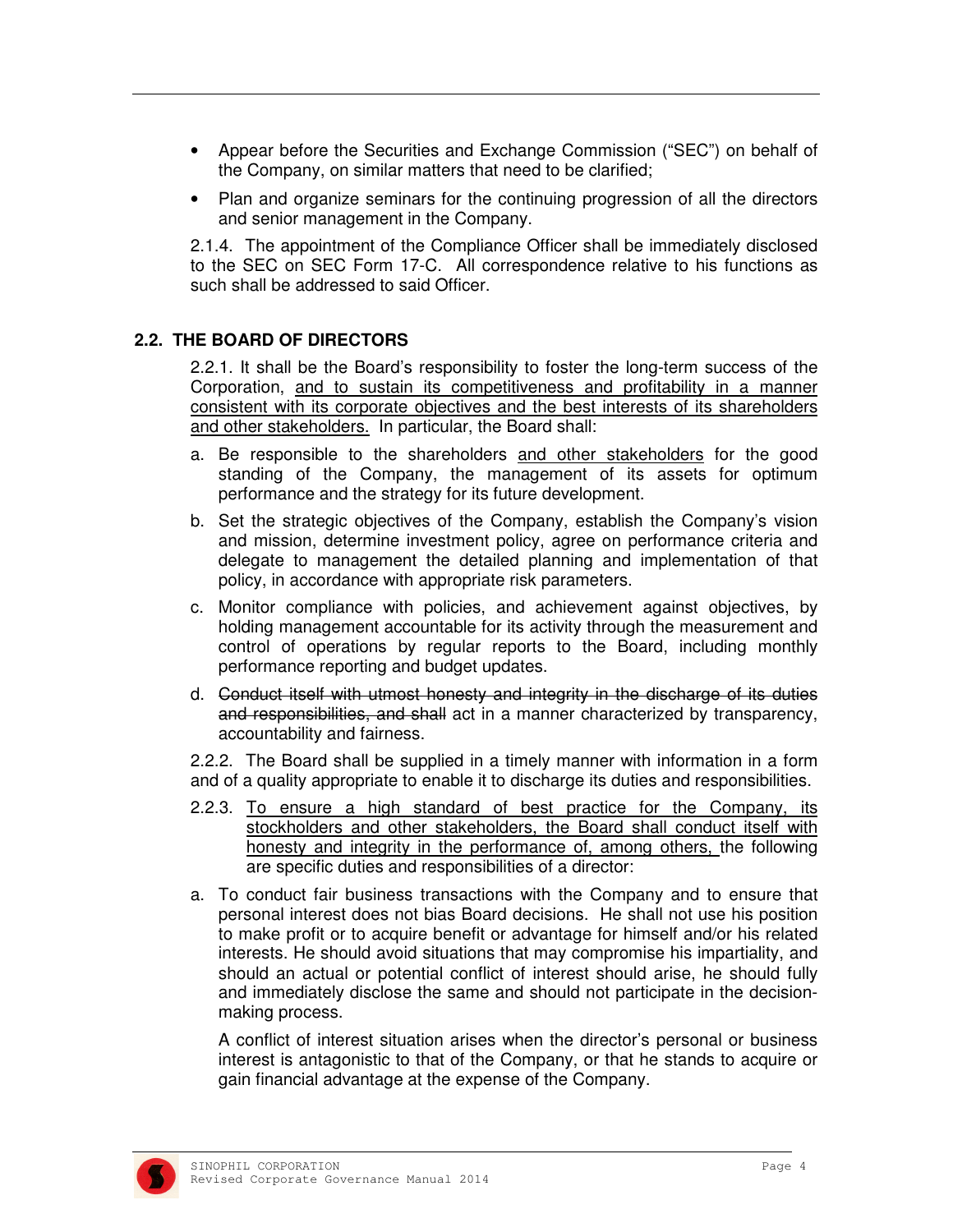- Appear before the Securities and Exchange Commission ("SEC") on behalf of the Company, on similar matters that need to be clarified;
- Plan and organize seminars for the continuing progression of all the directors and senior management in the Company.

2.1.4. The appointment of the Compliance Officer shall be immediately disclosed to the SEC on SEC Form 17-C. All correspondence relative to his functions as such shall be addressed to said Officer.

## 2.2. THE BOARD OF DIRECTORS

2.2.1. It shall be the Board's responsibility to foster the long-term success of the Corporation, <u>and to sustain its competitiveness and profitability in a manner consistent with its corporate objectives and the best interests of its shareholders and other stakeholders.</u> In particular, the Board shall:

a. Be responsible to the shareholders <u>and other stakeholders</u> for the good standing of the Company, the management of its assets for optimum performance and the strategy for its future development.

b. Set the strategic objectives of the Company, establish the Company's vision and mission, determine investment policy, agree on performance criteria and delegate to management the detailed planning and implementation of that policy, in accordance with appropriate risk parameters.

c. Monitor compliance with policies, and achievement against objectives, by holding management accountable for its activity through the measurement and control of operations by regular reports to the Board, including monthly performance reporting and budget updates.

d. ~~Conduct itself with utmost honesty and integrity in the discharge of its duties and responsibilities, and shall~~ act in a manner characterized by transparency, accountability and fairness.

2.2.2. The Board shall be supplied in a timely manner with information in a form and of a quality appropriate to enable it to discharge its duties and responsibilities.

2.2.3. <u>To ensure a high standard of best practice for the Company, its stockholders and other stakeholders, the Board shall conduct itself with honesty and integrity in the performance of, among others,</u> the following are specific duties and responsibilities of a director:

a. To conduct fair business transactions with the Company and to ensure that personal interest does not bias Board decisions. He shall not use his position to make profit or to acquire benefit or advantage for himself and/or his related interests. He should avoid situations that may compromise his impartiality, and should an actual or potential conflict of interest should arise, he should fully and immediately disclose the same and should not participate in the decision-making process.

   A conflict of interest situation arises when the director's personal or business interest is antagonistic to that of the Company, or that he stands to acquire or gain financial advantage at the expense of the Company.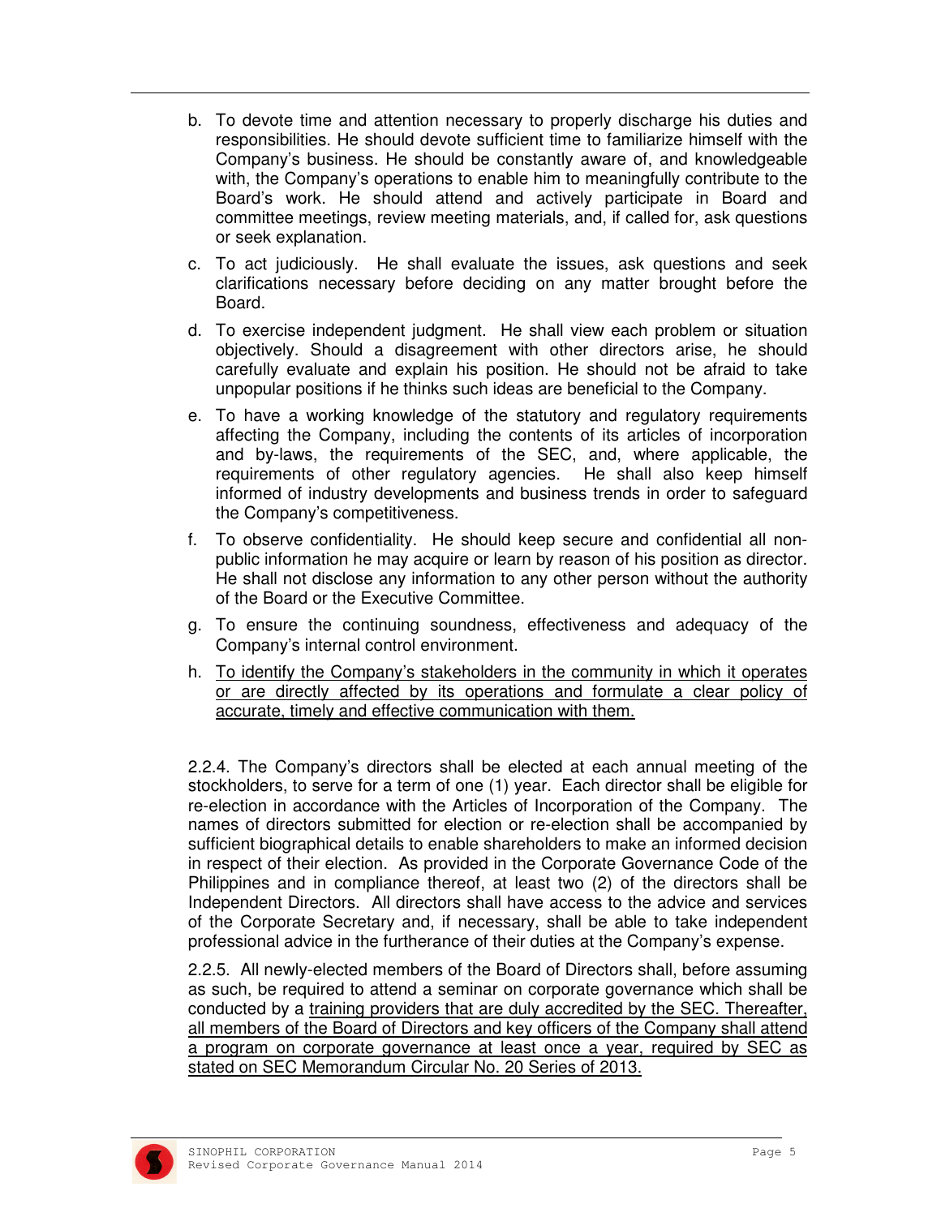b. To devote time and attention necessary to properly discharge his duties and responsibilities. He should devote sufficient time to familiarize himself with the Company's business. He should be constantly aware of, and knowledgeable with, the Company's operations to enable him to meaningfully contribute to the Board's work. He should attend and actively participate in Board and committee meetings, review meeting materials, and, if called for, ask questions or seek explanation.

c. To act judiciously. He shall evaluate the issues, ask questions and seek clarifications necessary before deciding on any matter brought before the Board.

d. To exercise independent judgment. He shall view each problem or situation objectively. Should a disagreement with other directors arise, he should carefully evaluate and explain his position. He should not be afraid to take unpopular positions if he thinks such ideas are beneficial to the Company.

e. To have a working knowledge of the statutory and regulatory requirements affecting the Company, including the contents of its articles of incorporation and by-laws, the requirements of the SEC, and, where applicable, the requirements of other regulatory agencies. He shall also keep himself informed of industry developments and business trends in order to safeguard the Company's competitiveness.

f. To observe confidentiality. He should keep secure and confidential all non-public information he may acquire or learn by reason of his position as director. He shall not disclose any information to any other person without the authority of the Board or the Executive Committee.

g. To ensure the continuing soundness, effectiveness and adequacy of the Company's internal control environment.

h. <u>To identify the Company's stakeholders in the community in which it operates or are directly affected by its operations and formulate a clear policy of accurate, timely and effective communication with them.</u>

2.2.4. The Company's directors shall be elected at each annual meeting of the stockholders, to serve for a term of one (1) year. Each director shall be eligible for re-election in accordance with the Articles of Incorporation of the Company. The names of directors submitted for election or re-election shall be accompanied by sufficient biographical details to enable shareholders to make an informed decision in respect of their election. As provided in the Corporate Governance Code of the Philippines and in compliance thereof, at least two (2) of the directors shall be Independent Directors. All directors shall have access to the advice and services of the Corporate Secretary and, if necessary, shall be able to take independent professional advice in the furtherance of their duties at the Company's expense.

2.2.5. All newly-elected members of the Board of Directors shall, before assuming as such, be required to attend a seminar on corporate governance which shall be conducted by a <u>training providers that are duly accredited by the SEC. Thereafter, all members of the Board of Directors and key officers of the Company shall attend a program on corporate governance at least once a year, required by SEC as stated on SEC Memorandum Circular No. 20 Series of 2013.</u>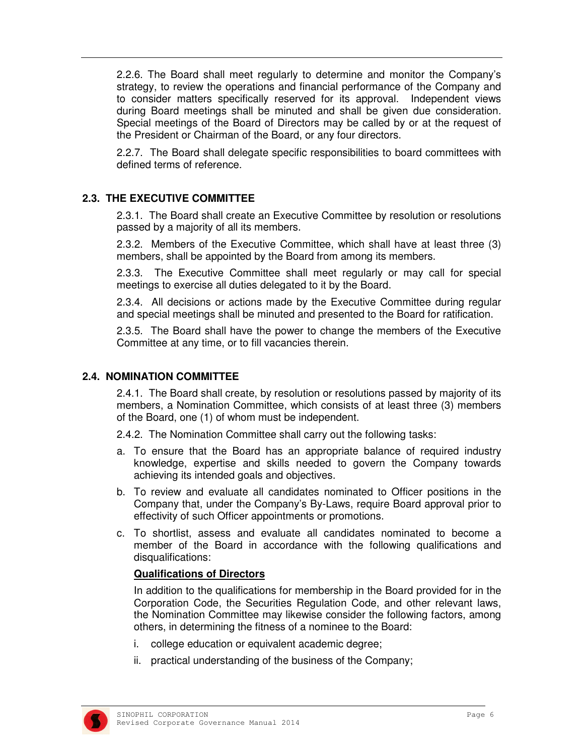2.2.6. The Board shall meet regularly to determine and monitor the Company's strategy, to review the operations and financial performance of the Company and to consider matters specifically reserved for its approval. Independent views during Board meetings shall be minuted and shall be given due consideration. Special meetings of the Board of Directors may be called by or at the request of the President or Chairman of the Board, or any four directors.

2.2.7. The Board shall delegate specific responsibilities to board committees with defined terms of reference.

## 2.3. THE EXECUTIVE COMMITTEE

2.3.1. The Board shall create an Executive Committee by resolution or resolutions passed by a majority of all its members.

2.3.2. Members of the Executive Committee, which shall have at least three (3) members, shall be appointed by the Board from among its members.

2.3.3. The Executive Committee shall meet regularly or may call for special meetings to exercise all duties delegated to it by the Board.

2.3.4. All decisions or actions made by the Executive Committee during regular and special meetings shall be minuted and presented to the Board for ratification.

2.3.5. The Board shall have the power to change the members of the Executive Committee at any time, or to fill vacancies therein.

## 2.4. NOMINATION COMMITTEE

2.4.1. The Board shall create, by resolution or resolutions passed by majority of its members, a Nomination Committee, which consists of at least three (3) members of the Board, one (1) of whom must be independent.

2.4.2. The Nomination Committee shall carry out the following tasks:

a. To ensure that the Board has an appropriate balance of required industry knowledge, expertise and skills needed to govern the Company towards achieving its intended goals and objectives.

b. To review and evaluate all candidates nominated to Officer positions in the Company that, under the Company's By-Laws, require Board approval prior to effectivity of such Officer appointments or promotions.

c. To shortlist, assess and evaluate all candidates nominated to become a member of the Board in accordance with the following qualifications and disqualifications:

**<u>Qualifications of Directors</u>**

In addition to the qualifications for membership in the Board provided for in the Corporation Code, the Securities Regulation Code, and other relevant laws, the Nomination Committee may likewise consider the following factors, among others, in determining the fitness of a nominee to the Board:

i. college education or equivalent academic degree;

ii. practical understanding of the business of the Company;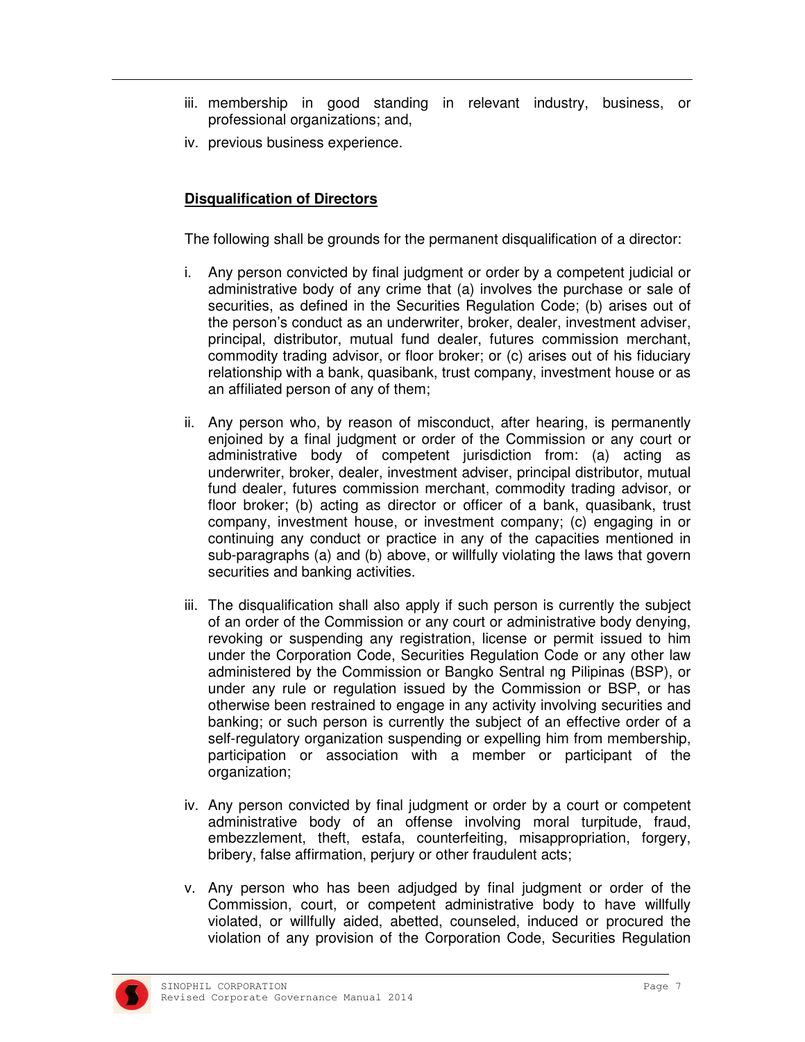iii. membership in good standing in relevant industry, business, or professional organizations; and,

iv. previous business experience.

**Disqualification of Directors**

The following shall be grounds for the permanent disqualification of a director:

i. Any person convicted by final judgment or order by a competent judicial or administrative body of any crime that (a) involves the purchase or sale of securities, as defined in the Securities Regulation Code; (b) arises out of the person's conduct as an underwriter, broker, dealer, investment adviser, principal, distributor, mutual fund dealer, futures commission merchant, commodity trading advisor, or floor broker; or (c) arises out of his fiduciary relationship with a bank, quasibank, trust company, investment house or as an affiliated person of any of them;

ii. Any person who, by reason of misconduct, after hearing, is permanently enjoined by a final judgment or order of the Commission or any court or administrative body of competent jurisdiction from: (a) acting as underwriter, broker, dealer, investment adviser, principal distributor, mutual fund dealer, futures commission merchant, commodity trading advisor, or floor broker; (b) acting as director or officer of a bank, quasibank, trust company, investment house, or investment company; (c) engaging in or continuing any conduct or practice in any of the capacities mentioned in sub-paragraphs (a) and (b) above, or willfully violating the laws that govern securities and banking activities.

iii. The disqualification shall also apply if such person is currently the subject of an order of the Commission or any court or administrative body denying, revoking or suspending any registration, license or permit issued to him under the Corporation Code, Securities Regulation Code or any other law administered by the Commission or Bangko Sentral ng Pilipinas (BSP), or under any rule or regulation issued by the Commission or BSP, or has otherwise been restrained to engage in any activity involving securities and banking; or such person is currently the subject of an effective order of a self-regulatory organization suspending or expelling him from membership, participation or association with a member or participant of the organization;

iv. Any person convicted by final judgment or order by a court or competent administrative body of an offense involving moral turpitude, fraud, embezzlement, theft, estafa, counterfeiting, misappropriation, forgery, bribery, false affirmation, perjury or other fraudulent acts;

v. Any person who has been adjudged by final judgment or order of the Commission, court, or competent administrative body to have willfully violated, or willfully aided, abetted, counseled, induced or procured the violation of any provision of the Corporation Code, Securities Regulation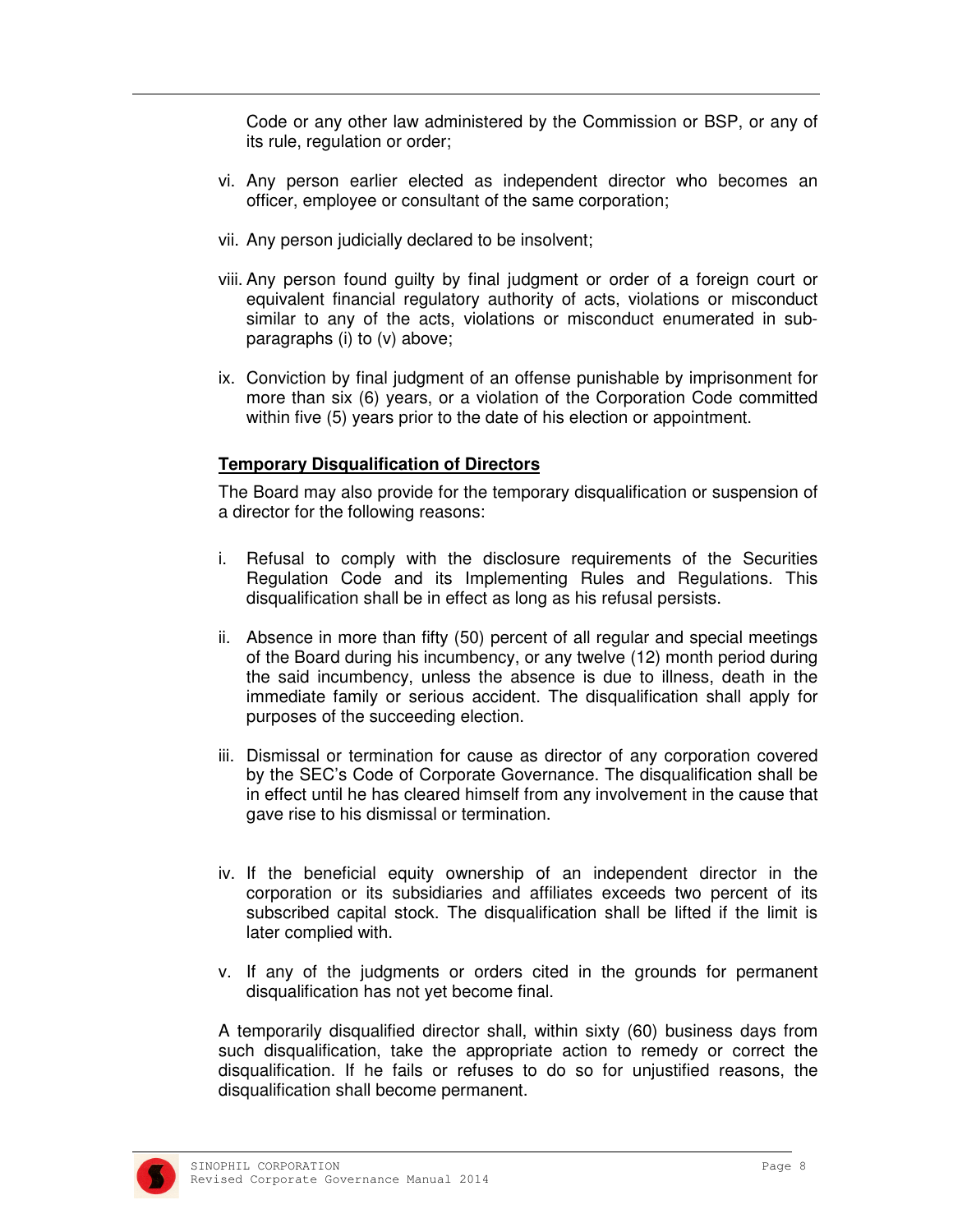Code or any other law administered by the Commission or BSP, or any of its rule, regulation or order;

vi. Any person earlier elected as independent director who becomes an officer, employee or consultant of the same corporation;

vii. Any person judicially declared to be insolvent;

viii. Any person found guilty by final judgment or order of a foreign court or equivalent financial regulatory authority of acts, violations or misconduct similar to any of the acts, violations or misconduct enumerated in sub-paragraphs (i) to (v) above;

ix. Conviction by final judgment of an offense punishable by imprisonment for more than six (6) years, or a violation of the Corporation Code committed within five (5) years prior to the date of his election or appointment.

**Temporary Disqualification of Directors**

The Board may also provide for the temporary disqualification or suspension of a director for the following reasons:

i. Refusal to comply with the disclosure requirements of the Securities Regulation Code and its Implementing Rules and Regulations. This disqualification shall be in effect as long as his refusal persists.

ii. Absence in more than fifty (50) percent of all regular and special meetings of the Board during his incumbency, or any twelve (12) month period during the said incumbency, unless the absence is due to illness, death in the immediate family or serious accident. The disqualification shall apply for purposes of the succeeding election.

iii. Dismissal or termination for cause as director of any corporation covered by the SEC's Code of Corporate Governance. The disqualification shall be in effect until he has cleared himself from any involvement in the cause that gave rise to his dismissal or termination.

iv. If the beneficial equity ownership of an independent director in the corporation or its subsidiaries and affiliates exceeds two percent of its subscribed capital stock. The disqualification shall be lifted if the limit is later complied with.

v. If any of the judgments or orders cited in the grounds for permanent disqualification has not yet become final.

A temporarily disqualified director shall, within sixty (60) business days from such disqualification, take the appropriate action to remedy or correct the disqualification. If he fails or refuses to do so for unjustified reasons, the disqualification shall become permanent.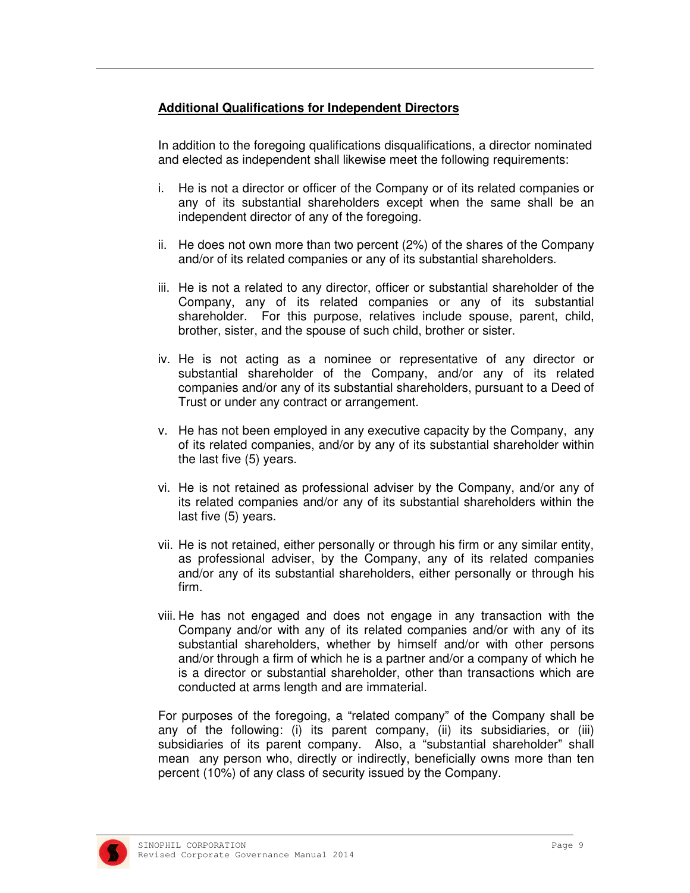**Additional Qualifications for Independent Directors**

In addition to the foregoing qualifications disqualifications, a director nominated and elected as independent shall likewise meet the following requirements:

i. He is not a director or officer of the Company or of its related companies or any of its substantial shareholders except when the same shall be an independent director of any of the foregoing.

ii. He does not own more than two percent (2%) of the shares of the Company and/or of its related companies or any of its substantial shareholders.

iii. He is not a related to any director, officer or substantial shareholder of the Company, any of its related companies or any of its substantial shareholder. For this purpose, relatives include spouse, parent, child, brother, sister, and the spouse of such child, brother or sister.

iv. He is not acting as a nominee or representative of any director or substantial shareholder of the Company, and/or any of its related companies and/or any of its substantial shareholders, pursuant to a Deed of Trust or under any contract or arrangement.

v. He has not been employed in any executive capacity by the Company, any of its related companies, and/or by any of its substantial shareholder within the last five (5) years.

vi. He is not retained as professional adviser by the Company, and/or any of its related companies and/or any of its substantial shareholders within the last five (5) years.

vii. He is not retained, either personally or through his firm or any similar entity, as professional adviser, by the Company, any of its related companies and/or any of its substantial shareholders, either personally or through his firm.

viii. He has not engaged and does not engage in any transaction with the Company and/or with any of its related companies and/or with any of its substantial shareholders, whether by himself and/or with other persons and/or through a firm of which he is a partner and/or a company of which he is a director or substantial shareholder, other than transactions which are conducted at arms length and are immaterial.

For purposes of the foregoing, a "related company" of the Company shall be any of the following: (i) its parent company, (ii) its subsidiaries, or (iii) subsidiaries of its parent company. Also, a "substantial shareholder" shall mean any person who, directly or indirectly, beneficially owns more than ten percent (10%) of any class of security issued by the Company.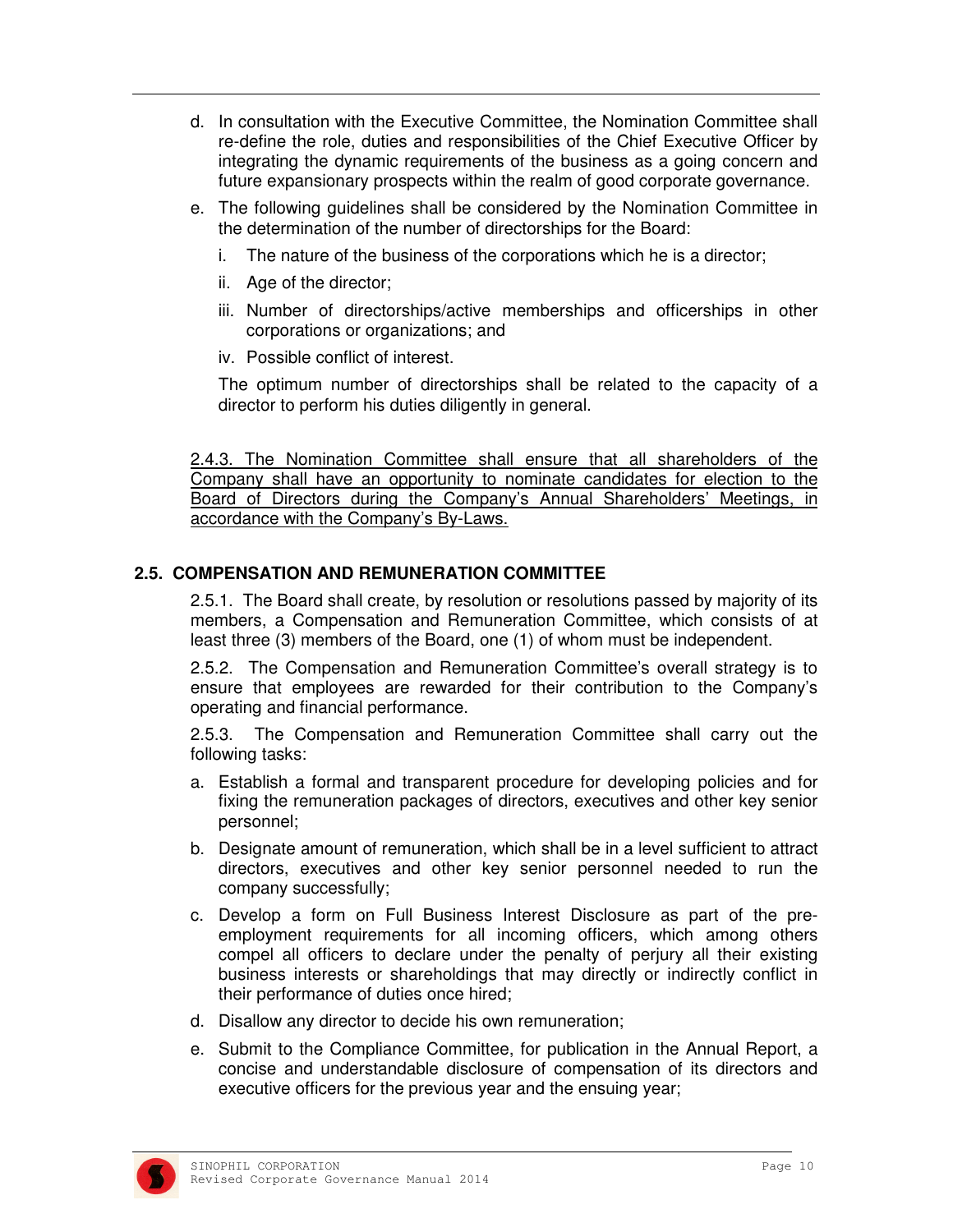d. In consultation with the Executive Committee, the Nomination Committee shall re-define the role, duties and responsibilities of the Chief Executive Officer by integrating the dynamic requirements of the business as a going concern and future expansionary prospects within the realm of good corporate governance.

e. The following guidelines shall be considered by the Nomination Committee in the determination of the number of directorships for the Board:

   i. The nature of the business of the corporations which he is a director;

   ii. Age of the director;

   iii. Number of directorships/active memberships and officerships in other corporations or organizations; and

   iv. Possible conflict of interest.

   The optimum number of directorships shall be related to the capacity of a director to perform his duties diligently in general.

<u>2.4.3. The Nomination Committee shall ensure that all shareholders of the Company shall have an opportunity to nominate candidates for election to the Board of Directors during the Company's Annual Shareholders' Meetings, in accordance with the Company's By-Laws.</u>

## 2.5. COMPENSATION AND REMUNERATION COMMITTEE

2.5.1. The Board shall create, by resolution or resolutions passed by majority of its members, a Compensation and Remuneration Committee, which consists of at least three (3) members of the Board, one (1) of whom must be independent.

2.5.2. The Compensation and Remuneration Committee's overall strategy is to ensure that employees are rewarded for their contribution to the Company's operating and financial performance.

2.5.3. The Compensation and Remuneration Committee shall carry out the following tasks:

a. Establish a formal and transparent procedure for developing policies and for fixing the remuneration packages of directors, executives and other key senior personnel;

b. Designate amount of remuneration, which shall be in a level sufficient to attract directors, executives and other key senior personnel needed to run the company successfully;

c. Develop a form on Full Business Interest Disclosure as part of the pre-employment requirements for all incoming officers, which among others compel all officers to declare under the penalty of perjury all their existing business interests or shareholdings that may directly or indirectly conflict in their performance of duties once hired;

d. Disallow any director to decide his own remuneration;

e. Submit to the Compliance Committee, for publication in the Annual Report, a concise and understandable disclosure of compensation of its directors and executive officers for the previous year and the ensuing year;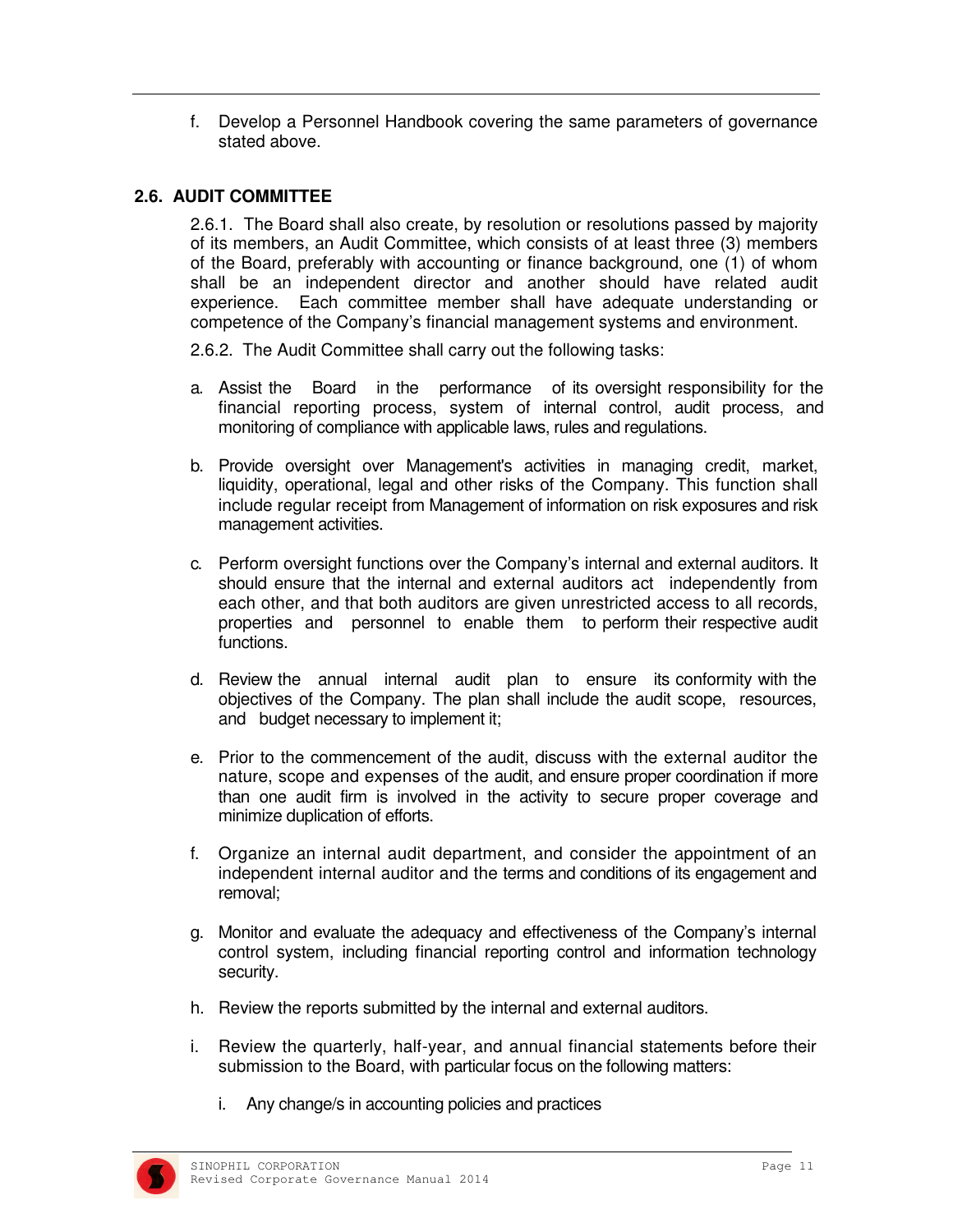f. Develop a Personnel Handbook covering the same parameters of governance stated above.

## 2.6. AUDIT COMMITTEE

2.6.1. The Board shall also create, by resolution or resolutions passed by majority of its members, an Audit Committee, which consists of at least three (3) members of the Board, preferably with accounting or finance background, one (1) of whom shall be an independent director and another should have related audit experience. Each committee member shall have adequate understanding or competence of the Company's financial management systems and environment.

2.6.2. The Audit Committee shall carry out the following tasks:

a. Assist the Board in the performance of its oversight responsibility for the financial reporting process, system of internal control, audit process, and monitoring of compliance with applicable laws, rules and regulations.

b. Provide oversight over Management's activities in managing credit, market, liquidity, operational, legal and other risks of the Company. This function shall include regular receipt from Management of information on risk exposures and risk management activities.

c. Perform oversight functions over the Company's internal and external auditors. It should ensure that the internal and external auditors act independently from each other, and that both auditors are given unrestricted access to all records, properties and personnel to enable them to perform their respective audit functions.

d. Review the annual internal audit plan to ensure its conformity with the objectives of the Company. The plan shall include the audit scope, resources, and budget necessary to implement it;

e. Prior to the commencement of the audit, discuss with the external auditor the nature, scope and expenses of the audit, and ensure proper coordination if more than one audit firm is involved in the activity to secure proper coverage and minimize duplication of efforts.

f. Organize an internal audit department, and consider the appointment of an independent internal auditor and the terms and conditions of its engagement and removal;

g. Monitor and evaluate the adequacy and effectiveness of the Company's internal control system, including financial reporting control and information technology security.

h. Review the reports submitted by the internal and external auditors.

i. Review the quarterly, half-year, and annual financial statements before their submission to the Board, with particular focus on the following matters:

   i. Any change/s in accounting policies and practices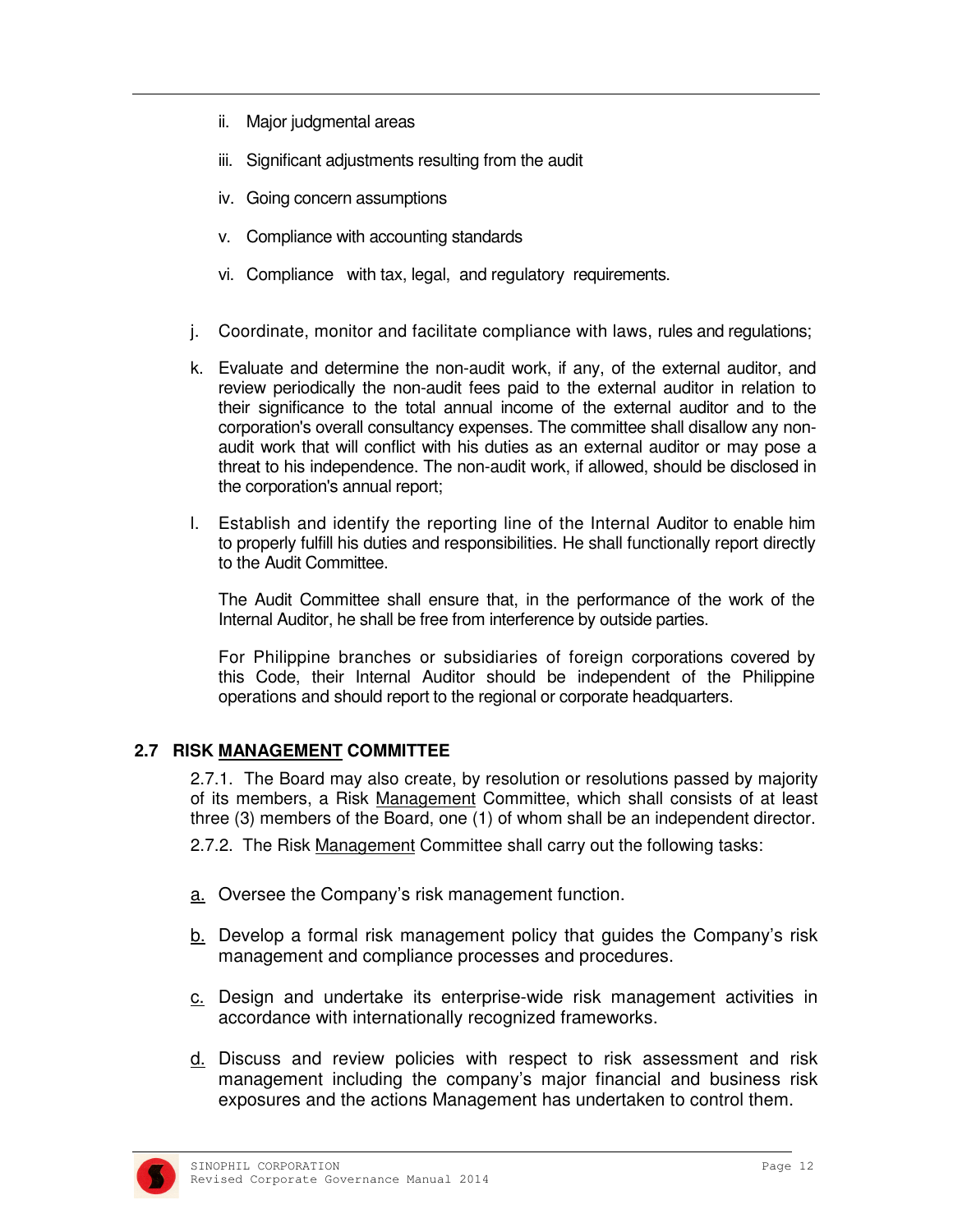ii. Major judgmental areas

iii. Significant adjustments resulting from the audit

iv. Going concern assumptions

v. Compliance with accounting standards

vi. Compliance with tax, legal, and regulatory requirements.

j. Coordinate, monitor and facilitate compliance with laws, rules and regulations;

k. Evaluate and determine the non-audit work, if any, of the external auditor, and review periodically the non-audit fees paid to the external auditor in relation to their significance to the total annual income of the external auditor and to the corporation's overall consultancy expenses. The committee shall disallow any non-audit work that will conflict with his duties as an external auditor or may pose a threat to his independence. The non-audit work, if allowed, should be disclosed in the corporation's annual report;

l. Establish and identify the reporting line of the Internal Auditor to enable him to properly fulfill his duties and responsibilities. He shall functionally report directly to the Audit Committee.

   The Audit Committee shall ensure that, in the performance of the work of the Internal Auditor, he shall be free from interference by outside parties.

   For Philippine branches or subsidiaries of foreign corporations covered by this Code, their Internal Auditor should be independent of the Philippine operations and should report to the regional or corporate headquarters.

### 2.7 RISK MANAGEMENT COMMITTEE

2.7.1. The Board may also create, by resolution or resolutions passed by majority of its members, a Risk Management Committee, which shall consists of at least three (3) members of the Board, one (1) of whom shall be an independent director.

2.7.2. The Risk Management Committee shall carry out the following tasks:

a. Oversee the Company's risk management function.

b. Develop a formal risk management policy that guides the Company's risk management and compliance processes and procedures.

c. Design and undertake its enterprise-wide risk management activities in accordance with internationally recognized frameworks.

d. Discuss and review policies with respect to risk assessment and risk management including the company's major financial and business risk exposures and the actions Management has undertaken to control them.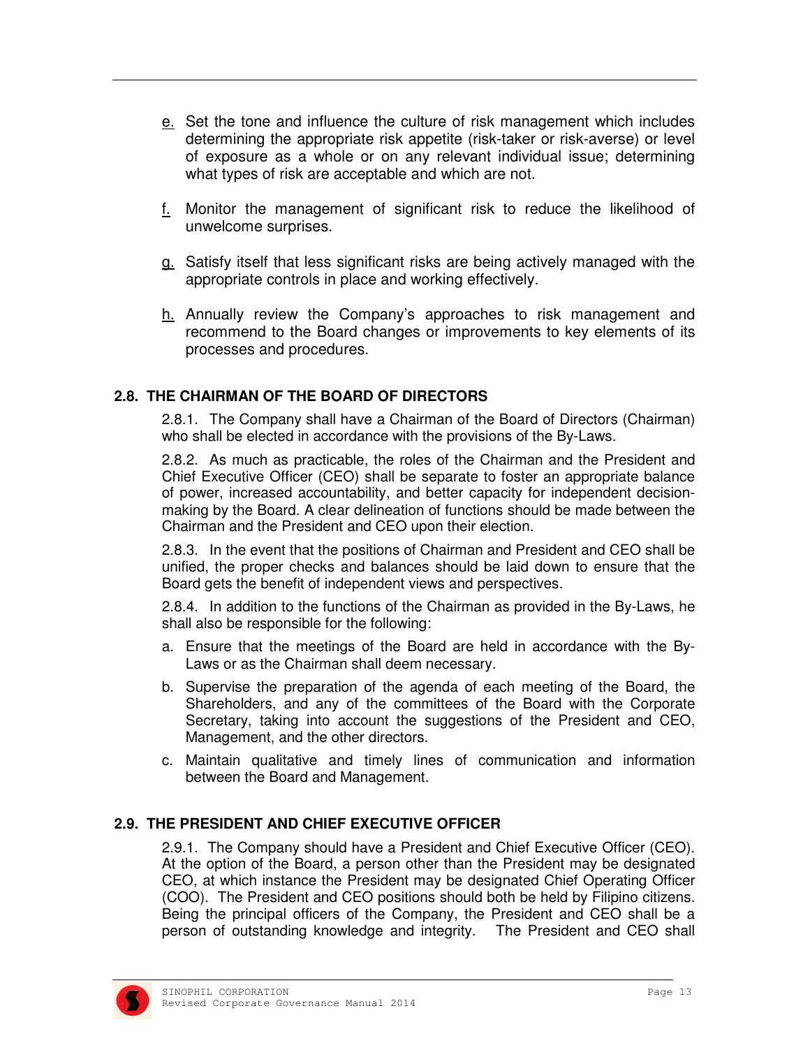e. Set the tone and influence the culture of risk management which includes determining the appropriate risk appetite (risk-taker or risk-averse) or level of exposure as a whole or on any relevant individual issue; determining what types of risk are acceptable and which are not.

f. Monitor the management of significant risk to reduce the likelihood of unwelcome surprises.

g. Satisfy itself that less significant risks are being actively managed with the appropriate controls in place and working effectively.

h. Annually review the Company's approaches to risk management and recommend to the Board changes or improvements to key elements of its processes and procedures.

### 2.8. THE CHAIRMAN OF THE BOARD OF DIRECTORS

2.8.1. The Company shall have a Chairman of the Board of Directors (Chairman) who shall be elected in accordance with the provisions of the By-Laws.

2.8.2. As much as practicable, the roles of the Chairman and the President and Chief Executive Officer (CEO) shall be separate to foster an appropriate balance of power, increased accountability, and better capacity for independent decision-making by the Board. A clear delineation of functions should be made between the Chairman and the President and CEO upon their election.

2.8.3. In the event that the positions of Chairman and President and CEO shall be unified, the proper checks and balances should be laid down to ensure that the Board gets the benefit of independent views and perspectives.

2.8.4. In addition to the functions of the Chairman as provided in the By-Laws, he shall also be responsible for the following:

a. Ensure that the meetings of the Board are held in accordance with the By-Laws or as the Chairman shall deem necessary.

b. Supervise the preparation of the agenda of each meeting of the Board, the Shareholders, and any of the committees of the Board with the Corporate Secretary, taking into account the suggestions of the President and CEO, Management, and the other directors.

c. Maintain qualitative and timely lines of communication and information between the Board and Management.

### 2.9. THE PRESIDENT AND CHIEF EXECUTIVE OFFICER

2.9.1. The Company should have a President and Chief Executive Officer (CEO). At the option of the Board, a person other than the President may be designated CEO, at which instance the President may be designated Chief Operating Officer (COO). The President and CEO positions should both be held by Filipino citizens. Being the principal officers of the Company, the President and CEO shall be a person of outstanding knowledge and integrity. The President and CEO shall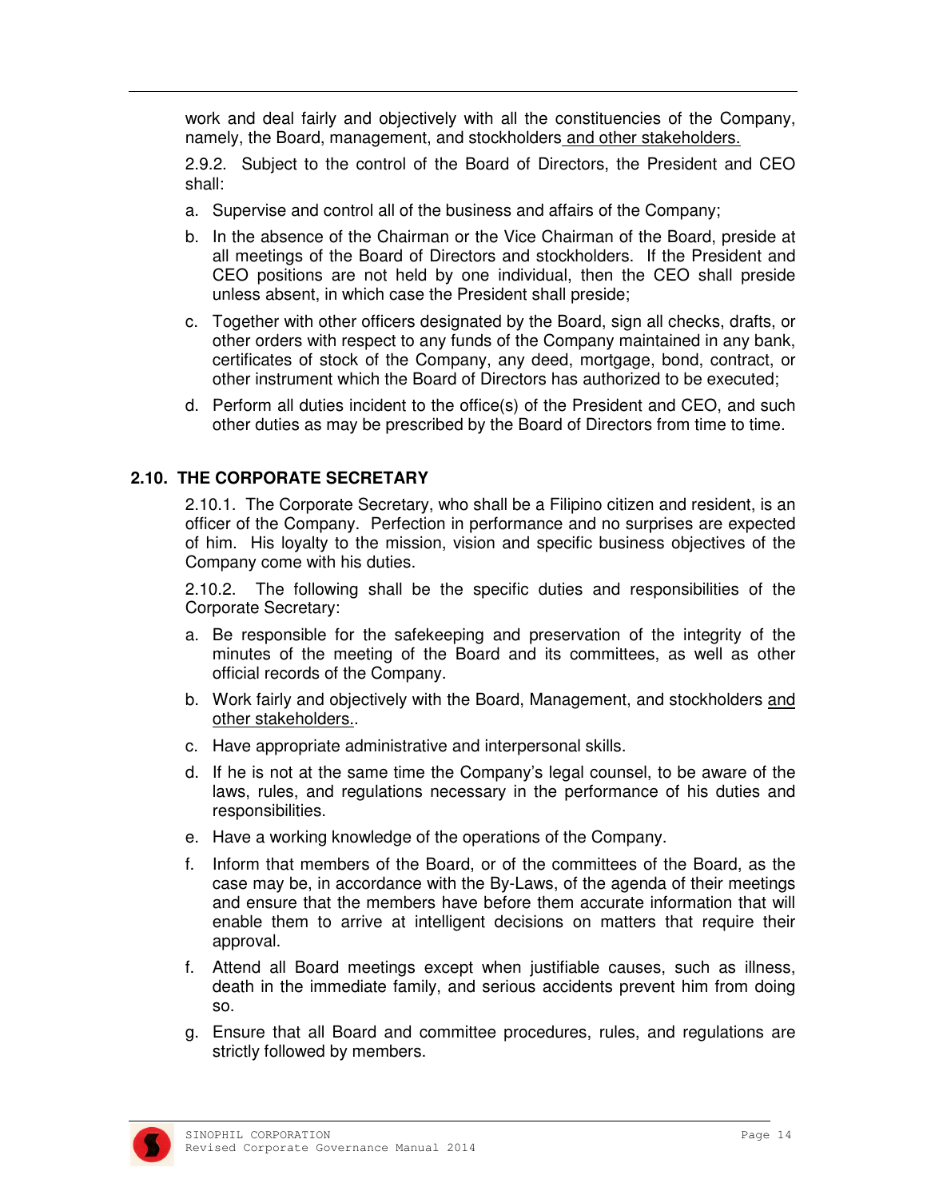work and deal fairly and objectively with all the constituencies of the Company, namely, the Board, management, and stockholders and other stakeholders.

2.9.2. Subject to the control of the Board of Directors, the President and CEO shall:

a. Supervise and control all of the business and affairs of the Company;

b. In the absence of the Chairman or the Vice Chairman of the Board, preside at all meetings of the Board of Directors and stockholders. If the President and CEO positions are not held by one individual, then the CEO shall preside unless absent, in which case the President shall preside;

c. Together with other officers designated by the Board, sign all checks, drafts, or other orders with respect to any funds of the Company maintained in any bank, certificates of stock of the Company, any deed, mortgage, bond, contract, or other instrument which the Board of Directors has authorized to be executed;

d. Perform all duties incident to the office(s) of the President and CEO, and such other duties as may be prescribed by the Board of Directors from time to time.

## 2.10. THE CORPORATE SECRETARY

2.10.1. The Corporate Secretary, who shall be a Filipino citizen and resident, is an officer of the Company. Perfection in performance and no surprises are expected of him. His loyalty to the mission, vision and specific business objectives of the Company come with his duties.

2.10.2. The following shall be the specific duties and responsibilities of the Corporate Secretary:

a. Be responsible for the safekeeping and preservation of the integrity of the minutes of the meeting of the Board and its committees, as well as other official records of the Company.

b. Work fairly and objectively with the Board, Management, and stockholders and other stakeholders..

c. Have appropriate administrative and interpersonal skills.

d. If he is not at the same time the Company's legal counsel, to be aware of the laws, rules, and regulations necessary in the performance of his duties and responsibilities.

e. Have a working knowledge of the operations of the Company.

f. Inform that members of the Board, or of the committees of the Board, as the case may be, in accordance with the By-Laws, of the agenda of their meetings and ensure that the members have before them accurate information that will enable them to arrive at intelligent decisions on matters that require their approval.

f. Attend all Board meetings except when justifiable causes, such as illness, death in the immediate family, and serious accidents prevent him from doing so.

g. Ensure that all Board and committee procedures, rules, and regulations are strictly followed by members.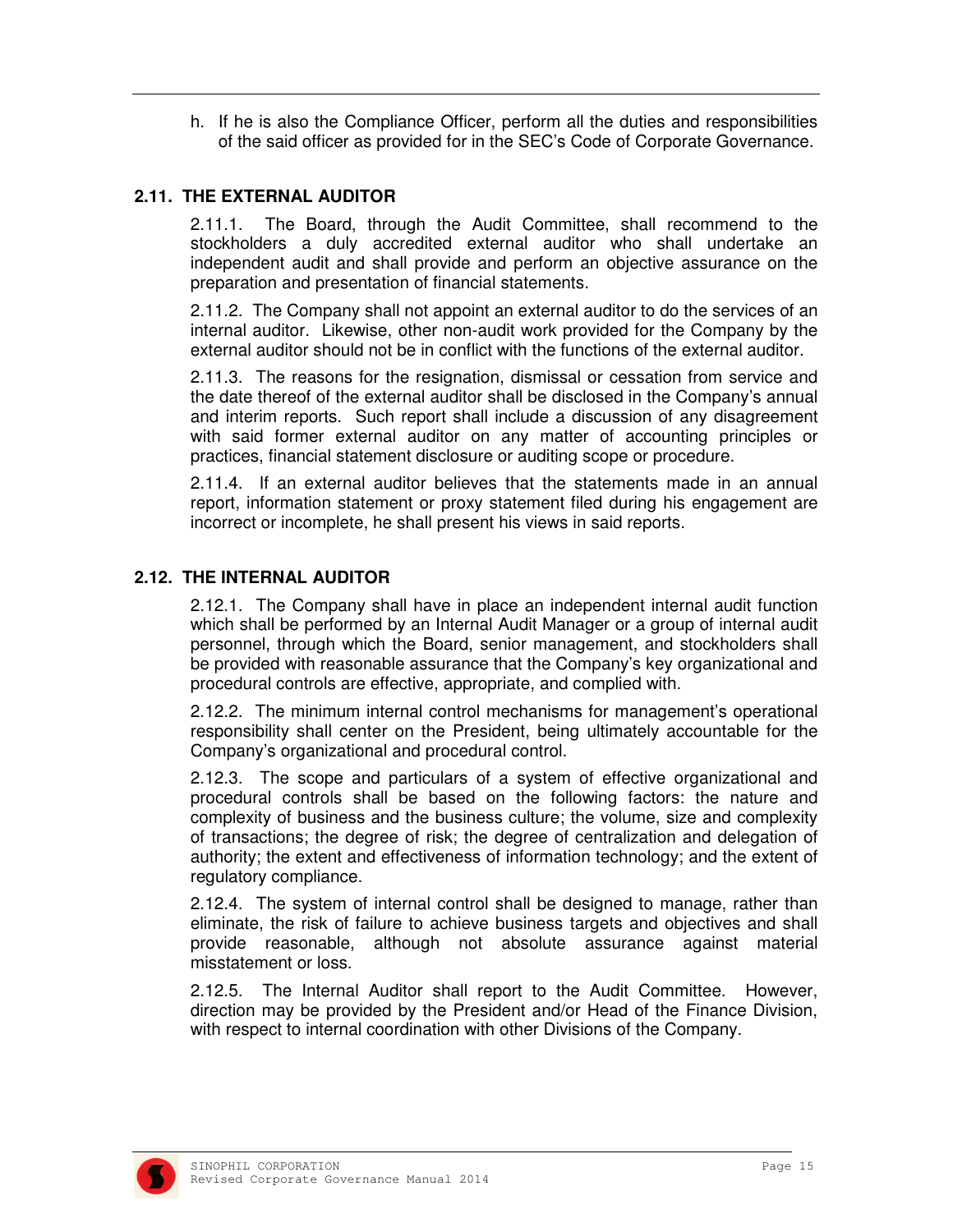h. If he is also the Compliance Officer, perform all the duties and responsibilities of the said officer as provided for in the SEC's Code of Corporate Governance.

## 2.11. THE EXTERNAL AUDITOR

2.11.1. The Board, through the Audit Committee, shall recommend to the stockholders a duly accredited external auditor who shall undertake an independent audit and shall provide and perform an objective assurance on the preparation and presentation of financial statements.

2.11.2. The Company shall not appoint an external auditor to do the services of an internal auditor. Likewise, other non-audit work provided for the Company by the external auditor should not be in conflict with the functions of the external auditor.

2.11.3. The reasons for the resignation, dismissal or cessation from service and the date thereof of the external auditor shall be disclosed in the Company's annual and interim reports. Such report shall include a discussion of any disagreement with said former external auditor on any matter of accounting principles or practices, financial statement disclosure or auditing scope or procedure.

2.11.4. If an external auditor believes that the statements made in an annual report, information statement or proxy statement filed during his engagement are incorrect or incomplete, he shall present his views in said reports.

## 2.12. THE INTERNAL AUDITOR

2.12.1. The Company shall have in place an independent internal audit function which shall be performed by an Internal Audit Manager or a group of internal audit personnel, through which the Board, senior management, and stockholders shall be provided with reasonable assurance that the Company's key organizational and procedural controls are effective, appropriate, and complied with.

2.12.2. The minimum internal control mechanisms for management's operational responsibility shall center on the President, being ultimately accountable for the Company's organizational and procedural control.

2.12.3. The scope and particulars of a system of effective organizational and procedural controls shall be based on the following factors: the nature and complexity of business and the business culture; the volume, size and complexity of transactions; the degree of risk; the degree of centralization and delegation of authority; the extent and effectiveness of information technology; and the extent of regulatory compliance.

2.12.4. The system of internal control shall be designed to manage, rather than eliminate, the risk of failure to achieve business targets and objectives and shall provide reasonable, although not absolute assurance against material misstatement or loss.

2.12.5. The Internal Auditor shall report to the Audit Committee. However, direction may be provided by the President and/or Head of the Finance Division, with respect to internal coordination with other Divisions of the Company.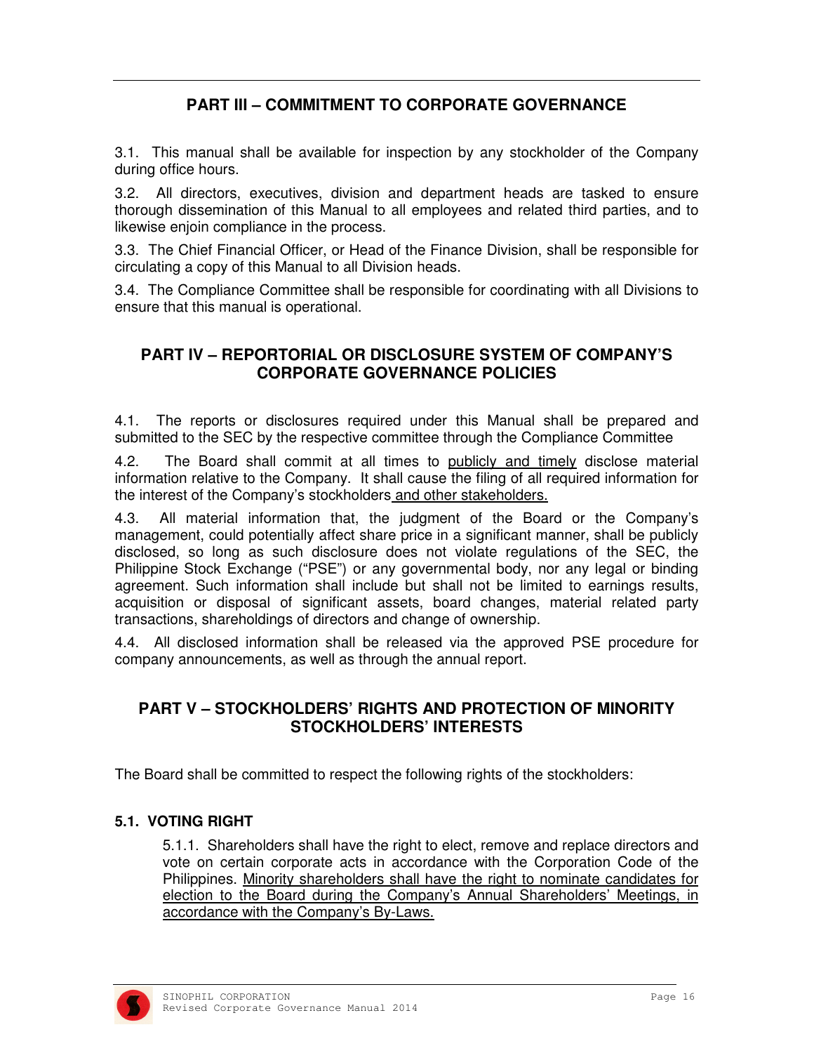## PART III – COMMITMENT TO CORPORATE GOVERNANCE

3.1. This manual shall be available for inspection by any stockholder of the Company during office hours.

3.2. All directors, executives, division and department heads are tasked to ensure thorough dissemination of this Manual to all employees and related third parties, and to likewise enjoin compliance in the process.

3.3. The Chief Financial Officer, or Head of the Finance Division, shall be responsible for circulating a copy of this Manual to all Division heads.

3.4. The Compliance Committee shall be responsible for coordinating with all Divisions to ensure that this manual is operational.

## PART IV – REPORTORIAL OR DISCLOSURE SYSTEM OF COMPANY'S CORPORATE GOVERNANCE POLICIES

4.1. The reports or disclosures required under this Manual shall be prepared and submitted to the SEC by the respective committee through the Compliance Committee

4.2. The Board shall commit at all times to <u>publicly and timely</u> disclose material information relative to the Company. It shall cause the filing of all required information for the interest of the Company's stockholders <u>and other stakeholders.</u>

4.3. All material information that, the judgment of the Board or the Company's management, could potentially affect share price in a significant manner, shall be publicly disclosed, so long as such disclosure does not violate regulations of the SEC, the Philippine Stock Exchange ("PSE") or any governmental body, nor any legal or binding agreement. Such information shall include but shall not be limited to earnings results, acquisition or disposal of significant assets, board changes, material related party transactions, shareholdings of directors and change of ownership.

4.4. All disclosed information shall be released via the approved PSE procedure for company announcements, as well as through the annual report.

## PART V – STOCKHOLDERS' RIGHTS AND PROTECTION OF MINORITY STOCKHOLDERS' INTERESTS

The Board shall be committed to respect the following rights of the stockholders:

### 5.1. VOTING RIGHT

5.1.1. Shareholders shall have the right to elect, remove and replace directors and vote on certain corporate acts in accordance with the Corporation Code of the Philippines. <u>Minority shareholders shall have the right to nominate candidates for election to the Board during the Company's Annual Shareholders' Meetings, in accordance with the Company's By-Laws.</u>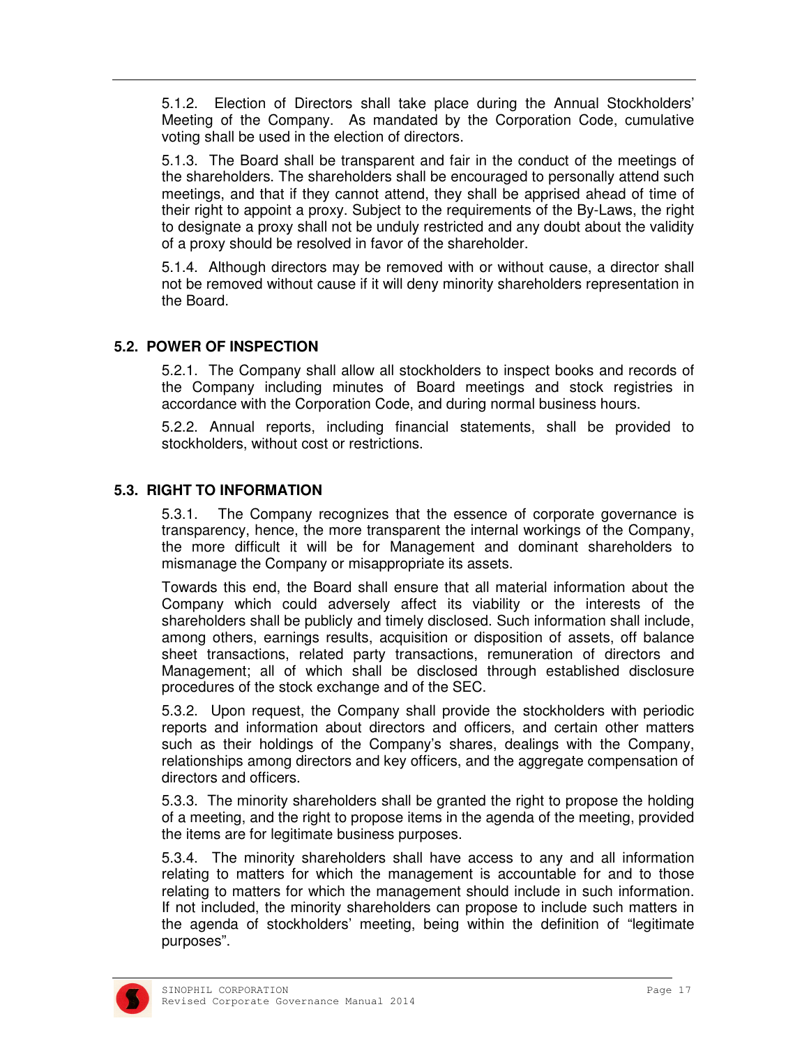5.1.2. Election of Directors shall take place during the Annual Stockholders' Meeting of the Company. As mandated by the Corporation Code, cumulative voting shall be used in the election of directors.

5.1.3. The Board shall be transparent and fair in the conduct of the meetings of the shareholders. The shareholders shall be encouraged to personally attend such meetings, and that if they cannot attend, they shall be apprised ahead of time of their right to appoint a proxy. Subject to the requirements of the By-Laws, the right to designate a proxy shall not be unduly restricted and any doubt about the validity of a proxy should be resolved in favor of the shareholder.

5.1.4. Although directors may be removed with or without cause, a director shall not be removed without cause if it will deny minority shareholders representation in the Board.

### 5.2. POWER OF INSPECTION

5.2.1. The Company shall allow all stockholders to inspect books and records of the Company including minutes of Board meetings and stock registries in accordance with the Corporation Code, and during normal business hours.

5.2.2. Annual reports, including financial statements, shall be provided to stockholders, without cost or restrictions.

### 5.3. RIGHT TO INFORMATION

5.3.1. The Company recognizes that the essence of corporate governance is transparency, hence, the more transparent the internal workings of the Company, the more difficult it will be for Management and dominant shareholders to mismanage the Company or misappropriate its assets.

Towards this end, the Board shall ensure that all material information about the Company which could adversely affect its viability or the interests of the shareholders shall be publicly and timely disclosed. Such information shall include, among others, earnings results, acquisition or disposition of assets, off balance sheet transactions, related party transactions, remuneration of directors and Management; all of which shall be disclosed through established disclosure procedures of the stock exchange and of the SEC.

5.3.2. Upon request, the Company shall provide the stockholders with periodic reports and information about directors and officers, and certain other matters such as their holdings of the Company's shares, dealings with the Company, relationships among directors and key officers, and the aggregate compensation of directors and officers.

5.3.3. The minority shareholders shall be granted the right to propose the holding of a meeting, and the right to propose items in the agenda of the meeting, provided the items are for legitimate business purposes.

5.3.4. The minority shareholders shall have access to any and all information relating to matters for which the management is accountable for and to those relating to matters for which the management should include in such information. If not included, the minority shareholders can propose to include such matters in the agenda of stockholders' meeting, being within the definition of "legitimate purposes".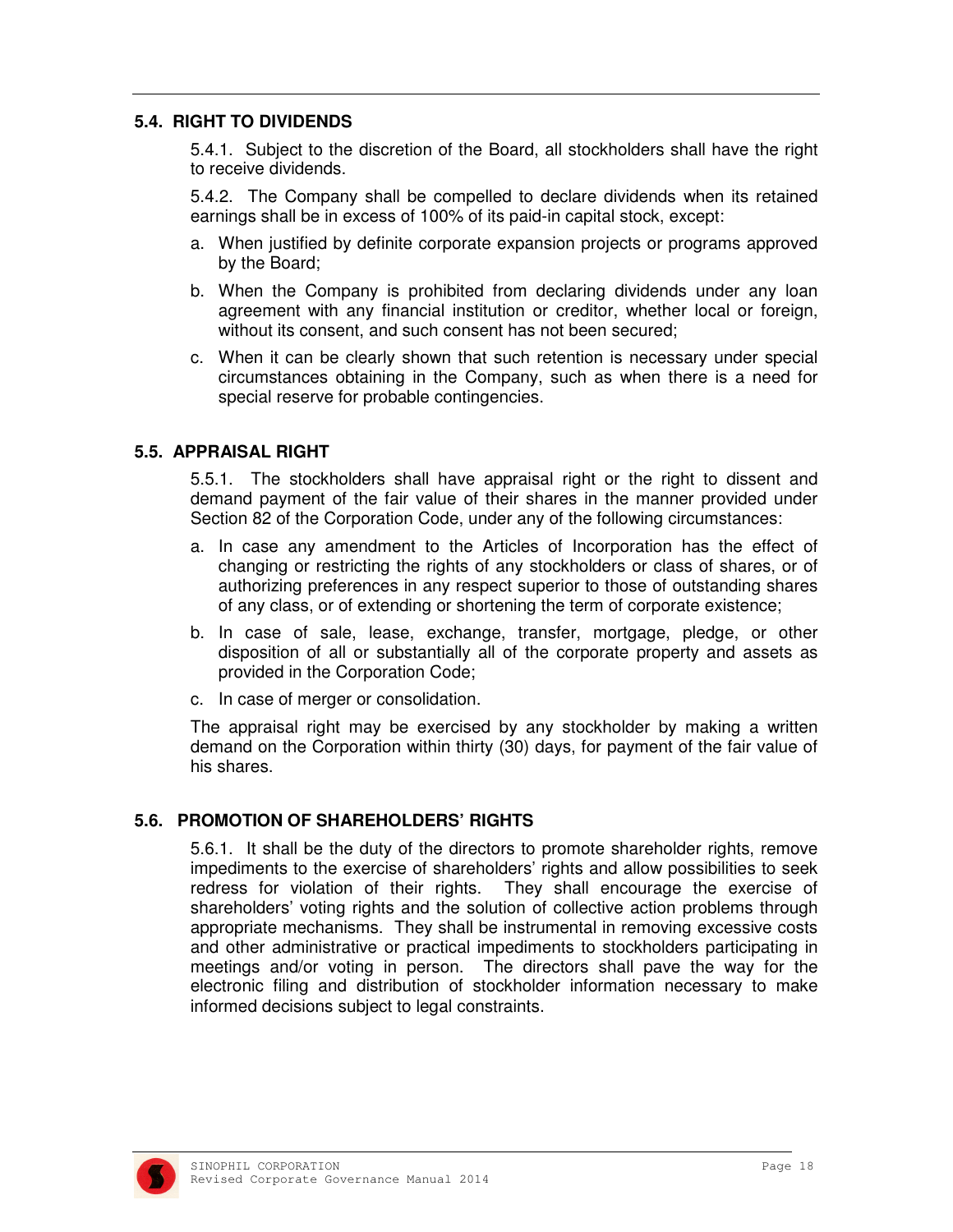### 5.4. RIGHT TO DIVIDENDS

5.4.1. Subject to the discretion of the Board, all stockholders shall have the right to receive dividends.

5.4.2. The Company shall be compelled to declare dividends when its retained earnings shall be in excess of 100% of its paid-in capital stock, except:

a. When justified by definite corporate expansion projects or programs approved by the Board;

b. When the Company is prohibited from declaring dividends under any loan agreement with any financial institution or creditor, whether local or foreign, without its consent, and such consent has not been secured;

c. When it can be clearly shown that such retention is necessary under special circumstances obtaining in the Company, such as when there is a need for special reserve for probable contingencies.

### 5.5. APPRAISAL RIGHT

5.5.1. The stockholders shall have appraisal right or the right to dissent and demand payment of the fair value of their shares in the manner provided under Section 82 of the Corporation Code, under any of the following circumstances:

a. In case any amendment to the Articles of Incorporation has the effect of changing or restricting the rights of any stockholders or class of shares, or of authorizing preferences in any respect superior to those of outstanding shares of any class, or of extending or shortening the term of corporate existence;

b. In case of sale, lease, exchange, transfer, mortgage, pledge, or other disposition of all or substantially all of the corporate property and assets as provided in the Corporation Code;

c. In case of merger or consolidation.

The appraisal right may be exercised by any stockholder by making a written demand on the Corporation within thirty (30) days, for payment of the fair value of his shares.

### 5.6. PROMOTION OF SHAREHOLDERS' RIGHTS

5.6.1. It shall be the duty of the directors to promote shareholder rights, remove impediments to the exercise of shareholders' rights and allow possibilities to seek redress for violation of their rights. They shall encourage the exercise of shareholders' voting rights and the solution of collective action problems through appropriate mechanisms. They shall be instrumental in removing excessive costs and other administrative or practical impediments to stockholders participating in meetings and/or voting in person. The directors shall pave the way for the electronic filing and distribution of stockholder information necessary to make informed decisions subject to legal constraints.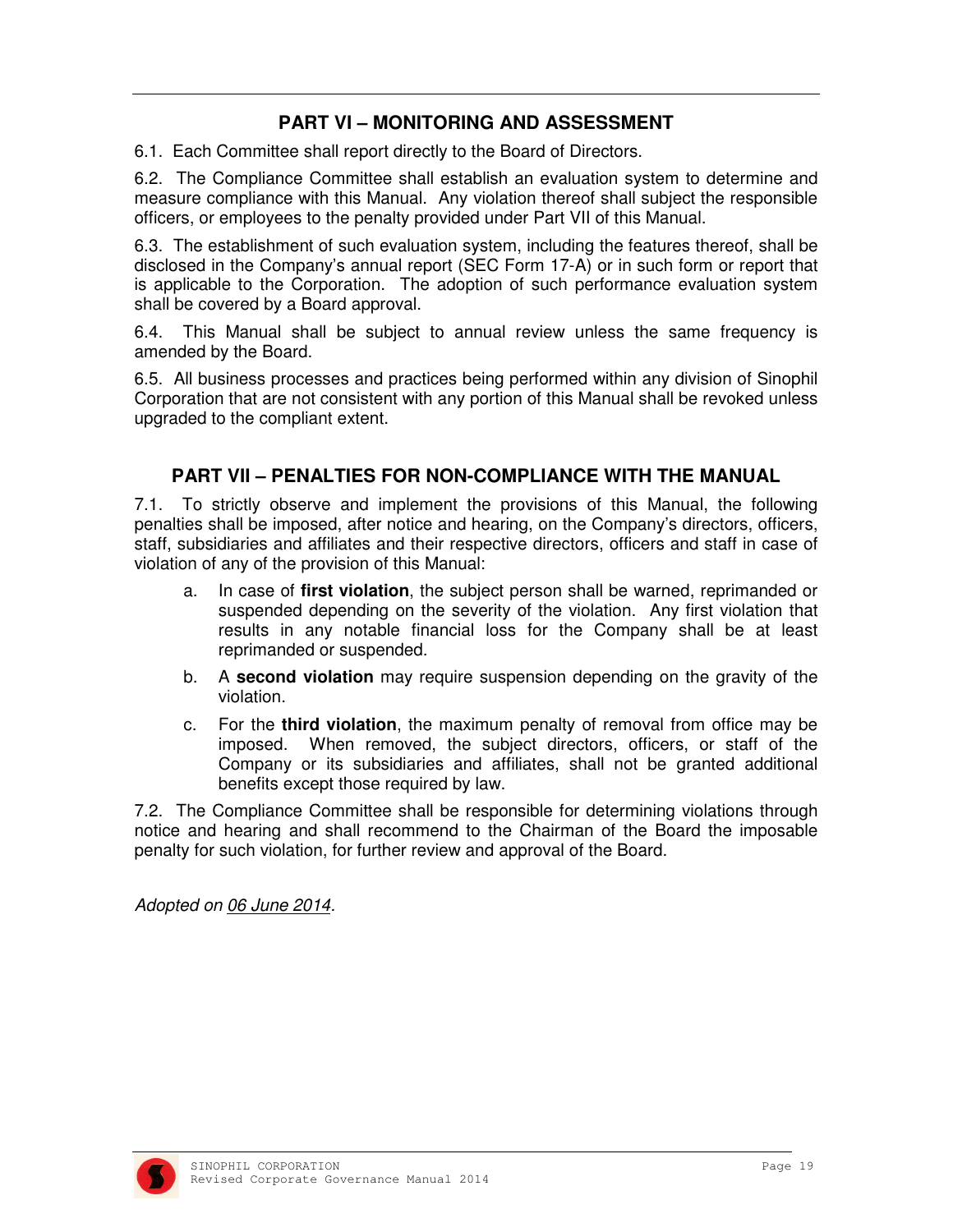## PART VI – MONITORING AND ASSESSMENT

6.1. Each Committee shall report directly to the Board of Directors.

6.2. The Compliance Committee shall establish an evaluation system to determine and measure compliance with this Manual. Any violation thereof shall subject the responsible officers, or employees to the penalty provided under Part VII of this Manual.

6.3. The establishment of such evaluation system, including the features thereof, shall be disclosed in the Company's annual report (SEC Form 17-A) or in such form or report that is applicable to the Corporation. The adoption of such performance evaluation system shall be covered by a Board approval.

6.4. This Manual shall be subject to annual review unless the same frequency is amended by the Board.

6.5. All business processes and practices being performed within any division of Sinophil Corporation that are not consistent with any portion of this Manual shall be revoked unless upgraded to the compliant extent.

## PART VII – PENALTIES FOR NON-COMPLIANCE WITH THE MANUAL

7.1. To strictly observe and implement the provisions of this Manual, the following penalties shall be imposed, after notice and hearing, on the Company's directors, officers, staff, subsidiaries and affiliates and their respective directors, officers and staff in case of violation of any of the provision of this Manual:

a. In case of **first violation**, the subject person shall be warned, reprimanded or suspended depending on the severity of the violation. Any first violation that results in any notable financial loss for the Company shall be at least reprimanded or suspended.

b. A **second violation** may require suspension depending on the gravity of the violation.

c. For the **third violation**, the maximum penalty of removal from office may be imposed. When removed, the subject directors, officers, or staff of the Company or its subsidiaries and affiliates, shall not be granted additional benefits except those required by law.

7.2. The Compliance Committee shall be responsible for determining violations through notice and hearing and shall recommend to the Chairman of the Board the imposable penalty for such violation, for further review and approval of the Board.

*Adopted on 06 June 2014.*